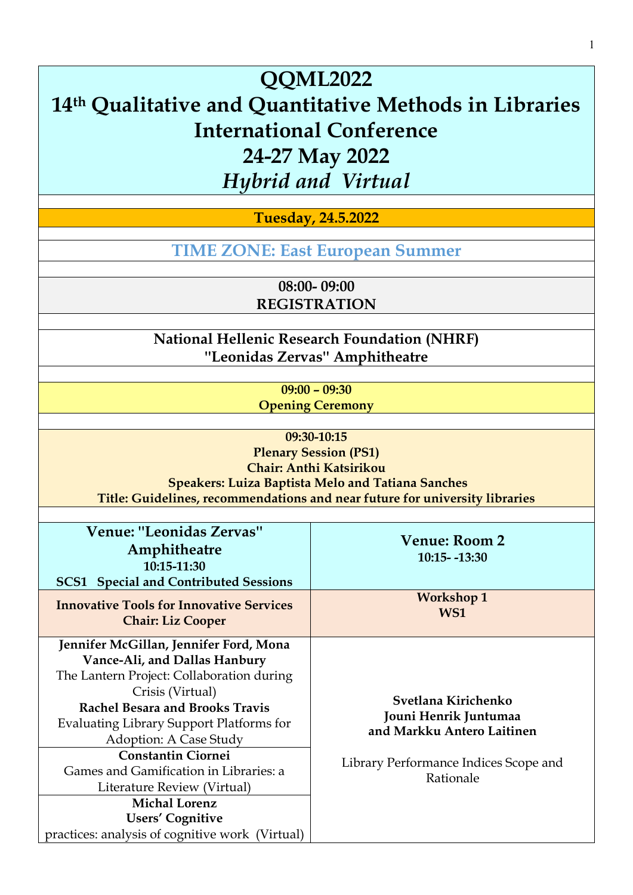# QQML2022
# 14th Qualitative and Quantitative Methods in Libraries International Conference
# 24-27 May 2022
# *Hybrid and Virtual*

## Tuesday, 24.5.2022

### TIME ZONE: East European Summer

**08:00- 09:00**
**REGISTRATION**

**National Hellenic Research Foundation (NHRF)**
**"Leonidas Zervas" Amphitheatre**

**09:00 – 09:30**
**Opening Ceremony**

**09:30-10:15**
**Plenary Session (PS1)**
**Chair: Anthi Katsirikou**
**Speakers: Luiza Baptista Melo and Tatiana Sanches**
**Title: Guidelines, recommendations and near future for university libraries**

| **Venue: "Leonidas Zervas" Amphitheatre** **10:15-11:30** **SCS1 Special and Contributed Sessions** | **Venue: Room 2** **10:15- -13:30** |
|---|---|
| **Innovative Tools for Innovative Services** **Chair: Liz Cooper** | **Workshop 1** **WS1** |
| **Jennifer McGillan, Jennifer Ford, Mona Vance-Ali, and Dallas Hanbury** The Lantern Project: Collaboration during Crisis (Virtual) **Rachel Besara and Brooks Travis** Evaluating Library Support Platforms for Adoption: A Case Study | **Svetlana Kirichenko** **Jouni Henrik Juntumaa** **and Markku Antero Laitinen** Library Performance Indices Scope and Rationale |
| **Constantin Ciornei** Games and Gamification in Libraries: a Literature Review (Virtual) | |
| **Michal Lorenz** **Users' Cognitive** practices: analysis of cognitive work (Virtual) | |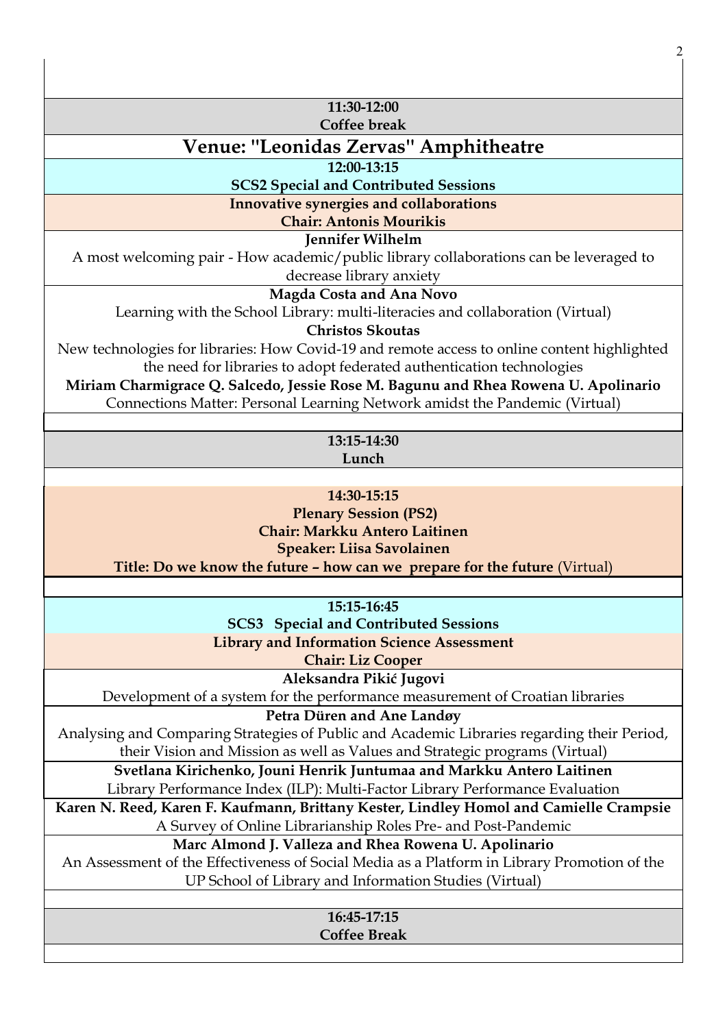**11:30-12:00**
**Coffee break**

## Venue: "Leonidas Zervas" Amphitheatre

**12:00-13:15**
**SCS2 Special and Contributed Sessions**

**Innovative synergies and collaborations**
**Chair: Antonis Mourikis**

**Jennifer Wilhelm**
A most welcoming pair - How academic/public library collaborations can be leveraged to decrease library anxiety

**Magda Costa and Ana Novo**
Learning with the School Library: multi-literacies and collaboration (Virtual)

**Christos Skoutas**
New technologies for libraries: How Covid-19 and remote access to online content highlighted the need for libraries to adopt federated authentication technologies

**Miriam Charmigrace Q. Salcedo, Jessie Rose M. Bagunu and Rhea Rowena U. Apolinario**
Connections Matter: Personal Learning Network amidst the Pandemic (Virtual)

**13:15-14:30**
**Lunch**

**14:30-15:15**
**Plenary Session (PS2)**
**Chair: Markku Antero Laitinen**
**Speaker: Liisa Savolainen**
**Title: Do we know the future – how can we prepare for the future** (Virtual)

**15:15-16:45**
**SCS3 Special and Contributed Sessions**

**Library and Information Science Assessment**
**Chair: Liz Cooper**

**Aleksandra Pikić Jugovi**
Development of a system for the performance measurement of Croatian libraries

**Petra Düren and Ane Landøy**
Analysing and Comparing Strategies of Public and Academic Libraries regarding their Period, their Vision and Mission as well as Values and Strategic programs (Virtual)

**Svetlana Kirichenko, Jouni Henrik Juntumaa and Markku Antero Laitinen**
Library Performance Index (ILP): Multi-Factor Library Performance Evaluation

**Karen N. Reed, Karen F. Kaufmann, Brittany Kester, Lindley Homol and Camielle Crampsie**
A Survey of Online Librarianship Roles Pre- and Post-Pandemic

**Marc Almond J. Valleza and Rhea Rowena U. Apolinario**
An Assessment of the Effectiveness of Social Media as a Platform in Library Promotion of the UP School of Library and Information Studies (Virtual)

**16:45-17:15**
**Coffee Break**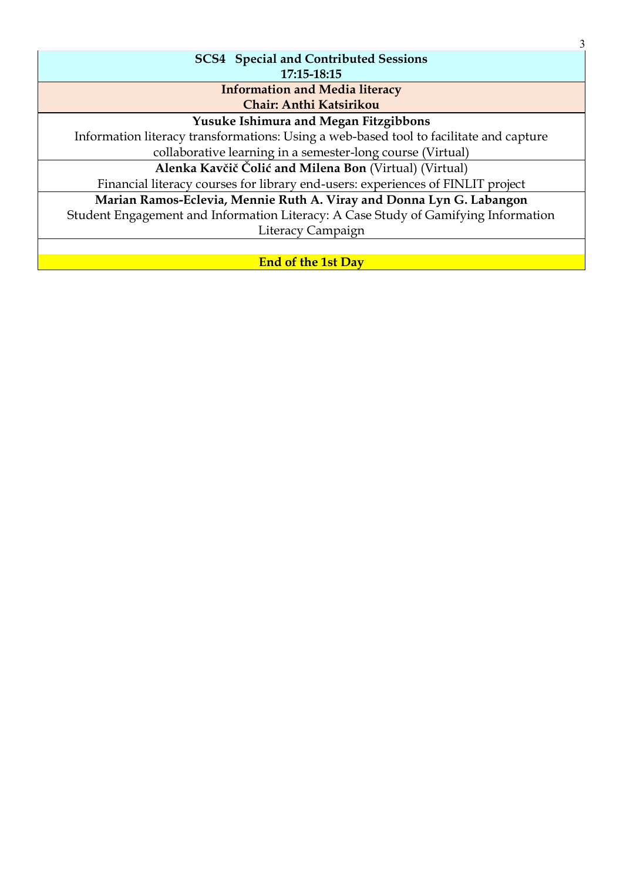**SCS4 Special and Contributed Sessions**
**17:15-18:15**

**Information and Media literacy**
**Chair: Anthi Katsirikou**

**Yusuke Ishimura and Megan Fitzgibbons**
Information literacy transformations: Using a web-based tool to facilitate and capture collaborative learning in a semester-long course (Virtual)

**Alenka Kavčič Čolić and Milena Bon** (Virtual) (Virtual)
Financial literacy courses for library end-users: experiences of FINLIT project

**Marian Ramos-Eclevia, Mennie Ruth A. Viray and Donna Lyn G. Labangon**
Student Engagement and Information Literacy: A Case Study of Gamifying Information Literacy Campaign

**End of the 1st Day**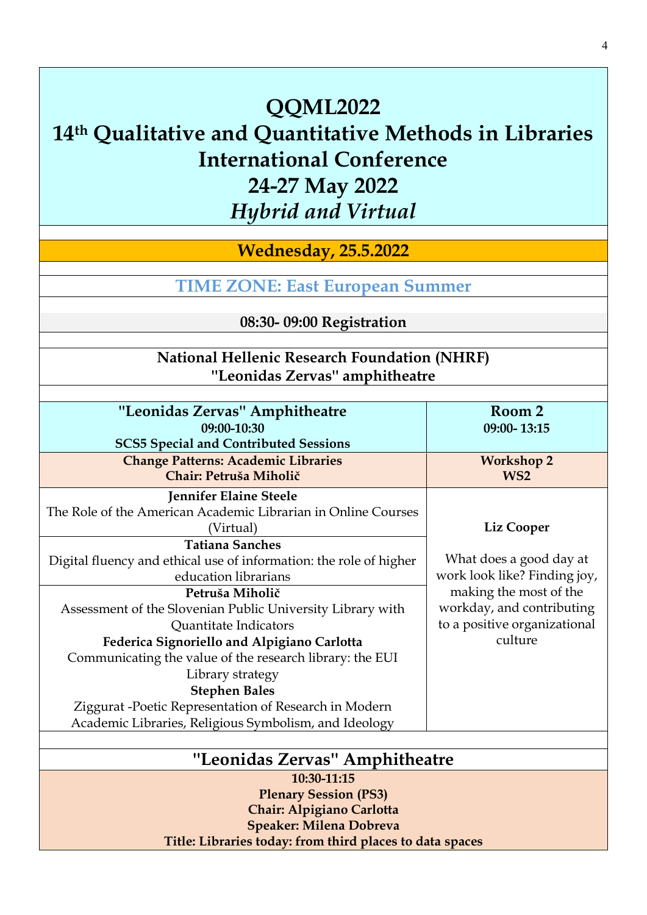# QQML2022
# 14th Qualitative and Quantitative Methods in Libraries International Conference
# 24-27 May 2022
# *Hybrid and Virtual*

## Wednesday, 25.5.2022

### TIME ZONE: East European Summer

**08:30- 09:00 Registration**

**National Hellenic Research Foundation (NHRF)**
**"Leonidas Zervas" amphitheatre**

| "Leonidas Zervas" Amphitheatre<br>**09:00-10:30**<br>**SCS5 Special and Contributed Sessions** | Room 2<br>**09:00- 13:15** |
|---|---|
| **Change Patterns: Academic Libraries**<br>**Chair: Petruša Miholič** | **Workshop 2**<br>**WS2** |
| **Jennifer Elaine Steele**<br>The Role of the American Academic Librarian in Online Courses (Virtual) | **Liz Cooper**<br><br>What does a good day at work look like? Finding joy, making the most of the workday, and contributing to a positive organizational culture |
| **Tatiana Sanches**<br>Digital fluency and ethical use of information: the role of higher education librarians | |
| **Petruša Miholič**<br>Assessment of the Slovenian Public University Library with Quantitate Indicators<br>**Federica Signoriello and Alpigiano Carlotta**<br>Communicating the value of the research library: the EUI Library strategy<br>**Stephen Bales**<br>Ziggurat -Poetic Representation of Research in Modern Academic Libraries, Religious Symbolism, and Ideology | |

## "Leonidas Zervas" Amphitheatre

**10:30-11:15**
**Plenary Session (PS3)**
**Chair: Alpigiano Carlotta**
**Speaker: Milena Dobreva**
**Title: Libraries today: from third places to data spaces**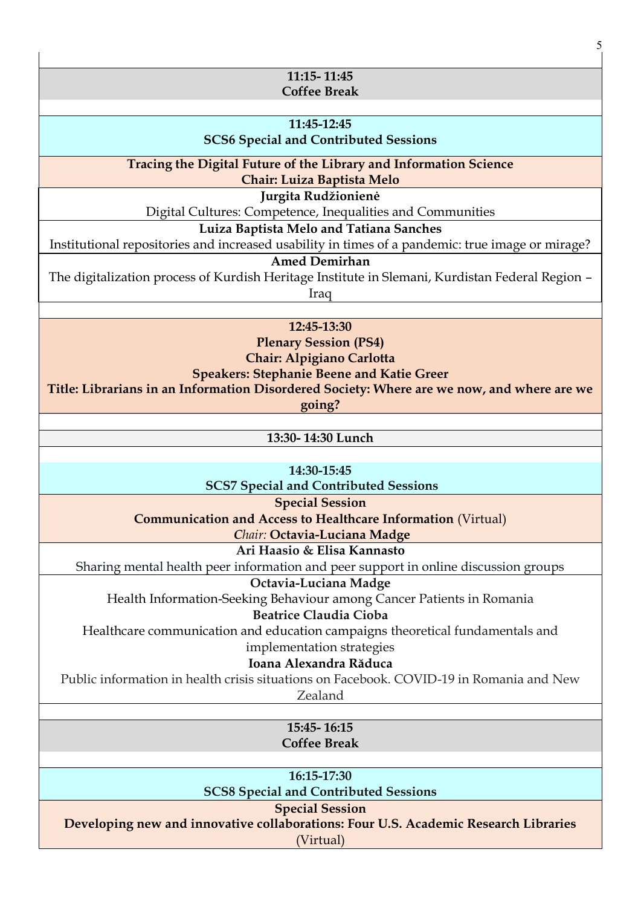**11:15- 11:45**
**Coffee Break**

**11:45-12:45**
**SCS6 Special and Contributed Sessions**

**Tracing the Digital Future of the Library and Information Science**
**Chair: Luiza Baptista Melo**

**Jurgita Rudžionienė**
Digital Cultures: Competence, Inequalities and Communities

**Luiza Baptista Melo and Tatiana Sanches**
Institutional repositories and increased usability in times of a pandemic: true image or mirage?

**Amed Demirhan**
The digitalization process of Kurdish Heritage Institute in Slemani, Kurdistan Federal Region – Iraq

**12:45-13:30**
**Plenary Session (PS4)**
**Chair: Alpigiano Carlotta**
**Speakers: Stephanie Beene and Katie Greer**
**Title: Librarians in an Information Disordered Society: Where are we now, and where are we going?**

**13:30- 14:30 Lunch**

**14:30-15:45**
**SCS7 Special and Contributed Sessions**

**Special Session**
**Communication and Access to Healthcare Information** (Virtual)
*Chair:* **Octavia-Luciana Madge**

**Ari Haasio & Elisa Kannasto**
Sharing mental health peer information and peer support in online discussion groups

**Octavia-Luciana Madge**
Health Information-Seeking Behaviour among Cancer Patients in Romania

**Beatrice Claudia Cioba**
Healthcare communication and education campaigns theoretical fundamentals and implementation strategies

**Ioana Alexandra Răduca**
Public information in health crisis situations on Facebook. COVID-19 in Romania and New Zealand

**15:45- 16:15**
**Coffee Break**

**16:15-17:30**
**SCS8 Special and Contributed Sessions**

**Special Session**
**Developing new and innovative collaborations: Four U.S. Academic Research Libraries** (Virtual)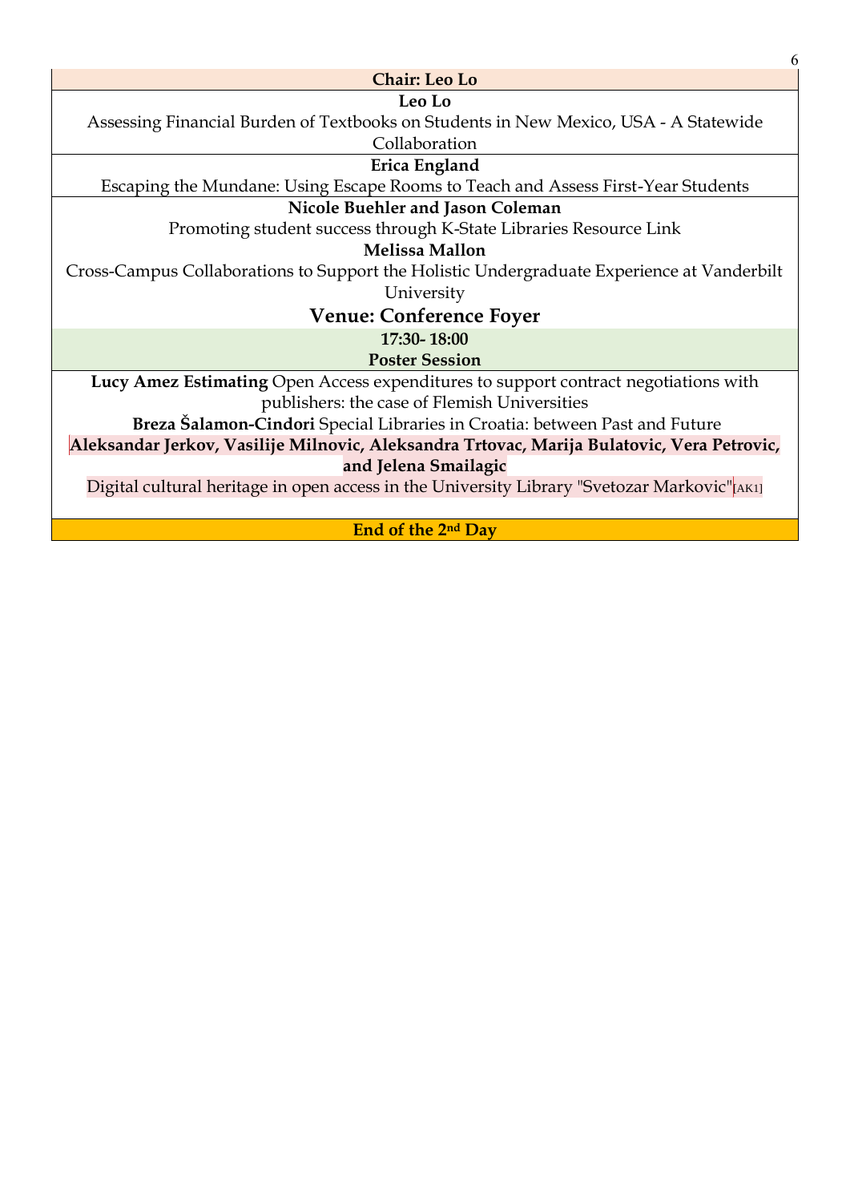**Chair: Leo Lo**

**Leo Lo**

Assessing Financial Burden of Textbooks on Students in New Mexico, USA - A Statewide Collaboration

**Erica England**

Escaping the Mundane: Using Escape Rooms to Teach and Assess First-Year Students

**Nicole Buehler and Jason Coleman**

Promoting student success through K-State Libraries Resource Link

**Melissa Mallon**

Cross-Campus Collaborations to Support the Holistic Undergraduate Experience at Vanderbilt University

## Venue: Conference Foyer

**17:30- 18:00**

**Poster Session**

**Lucy Amez Estimating** Open Access expenditures to support contract negotiations with publishers: the case of Flemish Universities

**Breza Šalamon-Cindori** Special Libraries in Croatia: between Past and Future

**Aleksandar Jerkov, Vasilije Milnovic, Aleksandra Trtovac, Marija Bulatovic, Vera Petrovic, and Jelena Smailagic**

Digital cultural heritage in open access in the University Library "Svetozar Markovic"[AK1]

**End of the 2nd Day**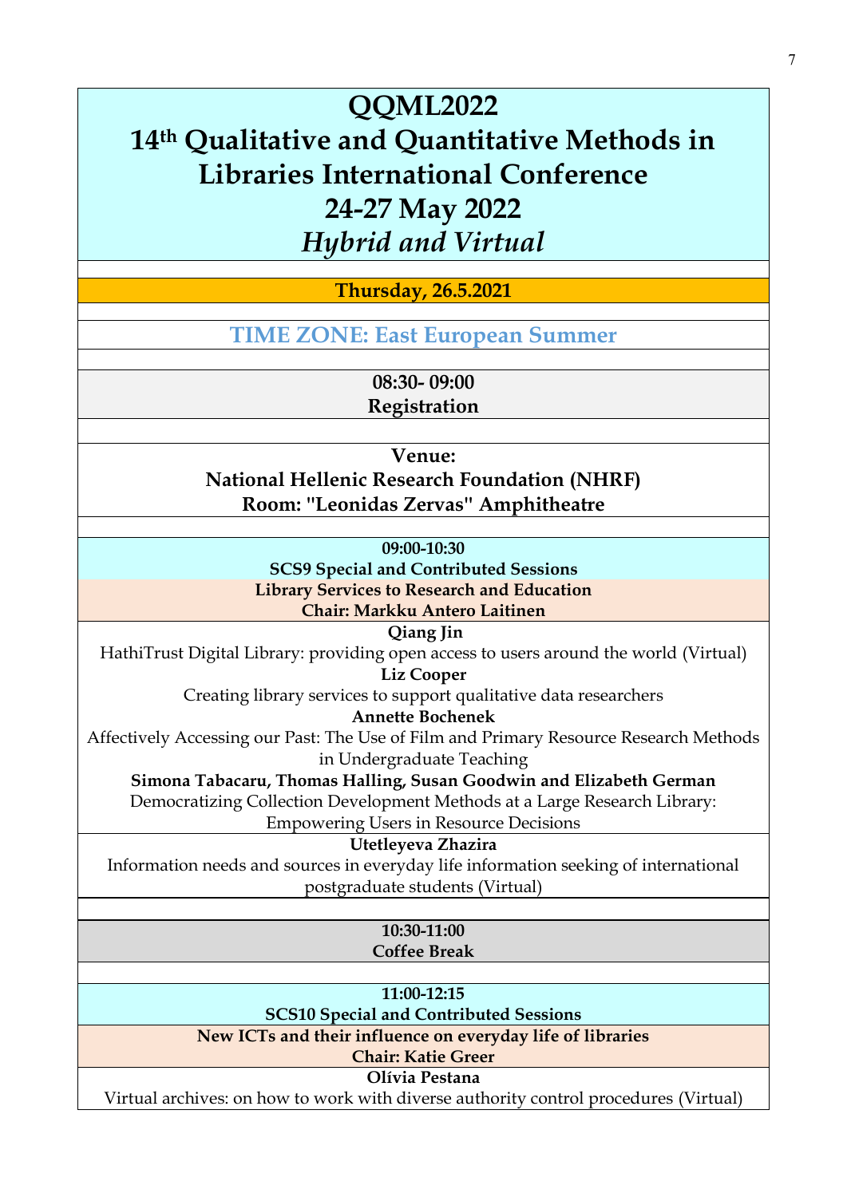# QQML2022

# 14th Qualitative and Quantitative Methods in Libraries International Conference

# 24-27 May 2022

# *Hybrid and Virtual*

**Thursday, 26.5.2021**

## TIME ZONE: East European Summer

**08:30- 09:00**
**Registration**

**Venue:**
**National Hellenic Research Foundation (NHRF)**
**Room: "Leonidas Zervas" Amphitheatre**

**09:00-10:30**
**SCS9 Special and Contributed Sessions**
**Library Services to Research and Education**
**Chair: Markku Antero Laitinen**

**Qiang Jin**
HathiTrust Digital Library: providing open access to users around the world (Virtual)

**Liz Cooper**
Creating library services to support qualitative data researchers

**Annette Bochenek**
Affectively Accessing our Past: The Use of Film and Primary Resource Research Methods in Undergraduate Teaching

**Simona Tabacaru, Thomas Halling, Susan Goodwin and Elizabeth German**
Democratizing Collection Development Methods at a Large Research Library: Empowering Users in Resource Decisions

**Utetleyeva Zhazira**
Information needs and sources in everyday life information seeking of international postgraduate students (Virtual)

**10:30-11:00**
**Coffee Break**

**11:00-12:15**
**SCS10 Special and Contributed Sessions**
**New ICTs and their influence on everyday life of libraries**
**Chair: Katie Greer**

**Olívia Pestana**
Virtual archives: on how to work with diverse authority control procedures (Virtual)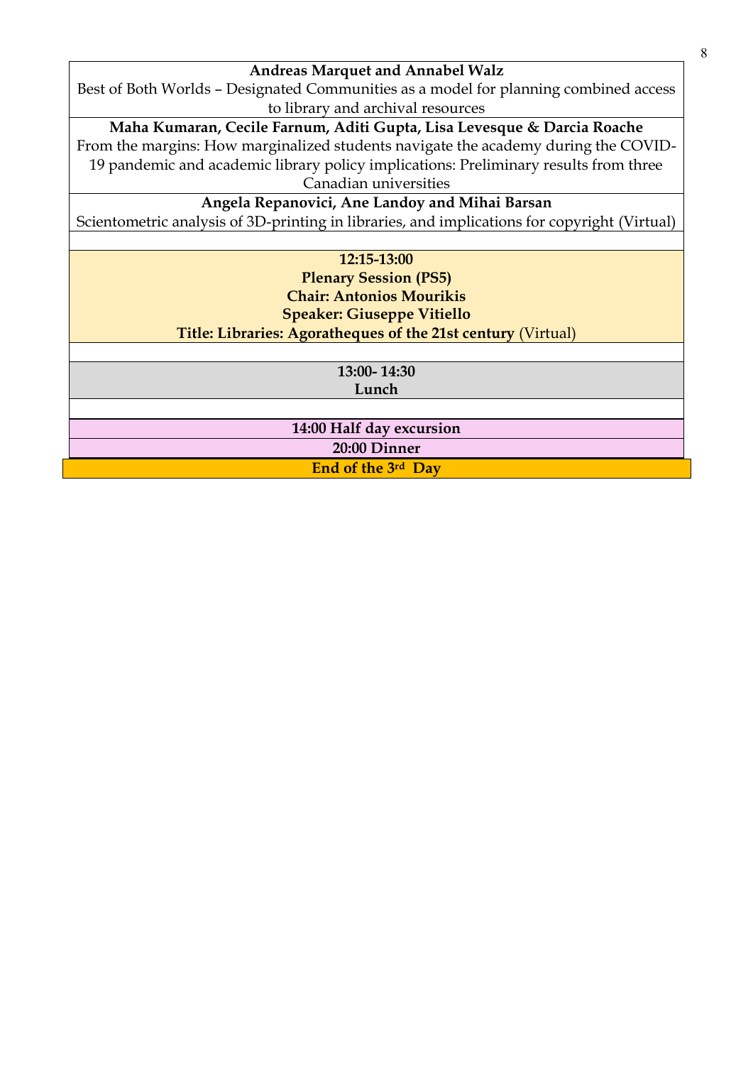**Andreas Marquet and Annabel Walz**

Best of Both Worlds – Designated Communities as a model for planning combined access to library and archival resources

**Maha Kumaran, Cecile Farnum, Aditi Gupta, Lisa Levesque & Darcia Roache**

From the margins: How marginalized students navigate the academy during the COVID-19 pandemic and academic library policy implications: Preliminary results from three Canadian universities

**Angela Repanovici, Ane Landoy and Mihai Barsan**

Scientometric analysis of 3D-printing in libraries, and implications for copyright (Virtual)

**12:15-13:00**
**Plenary Session (PS5)**
**Chair: Antonios Mourikis**
**Speaker: Giuseppe Vitiello**
**Title: Libraries: Agoratheques of the 21st century** (Virtual)

**13:00- 14:30**
**Lunch**

**14:00 Half day excursion**

**20:00 Dinner**

**End of the 3rd Day**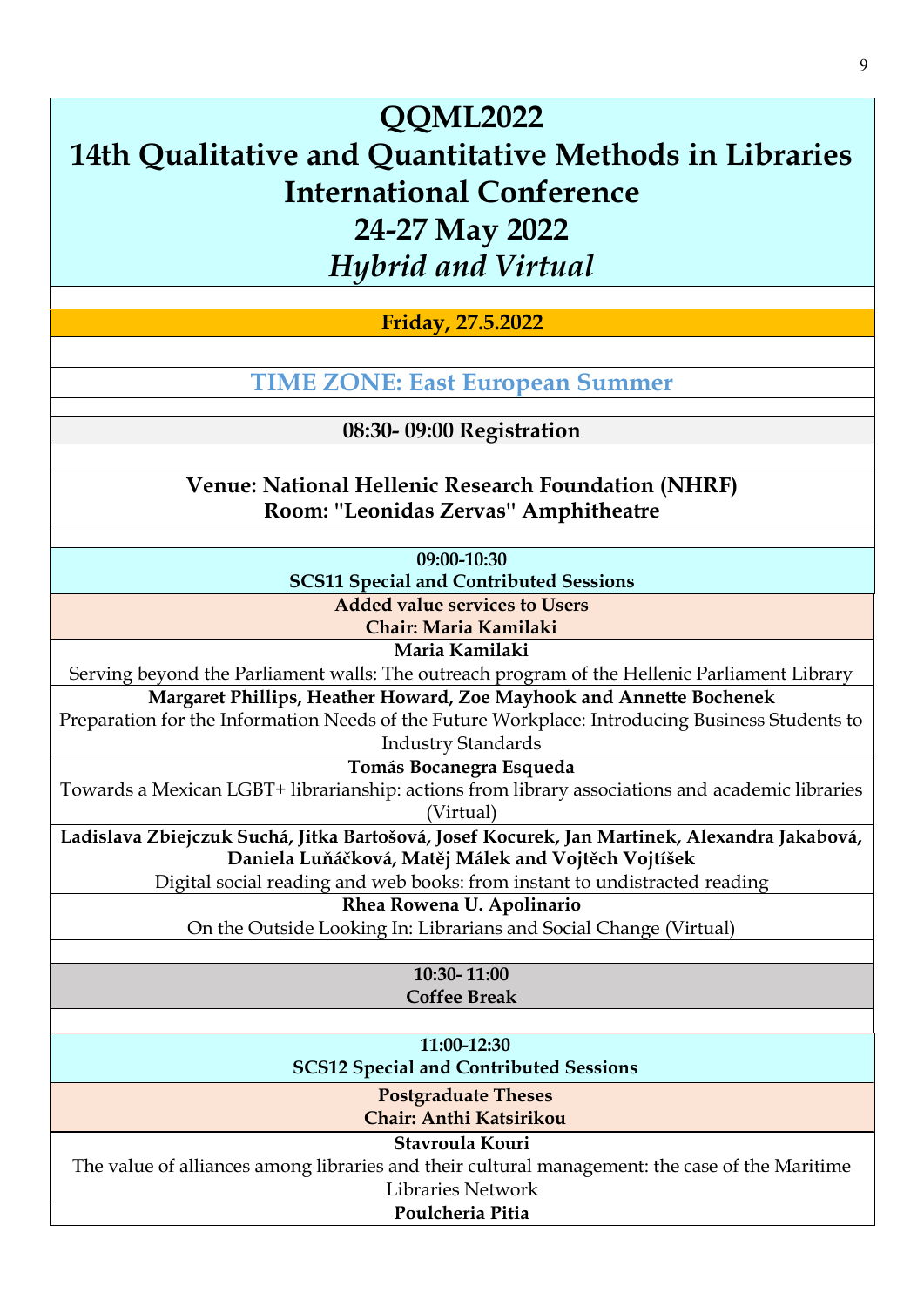# QQML2022
# 14th Qualitative and Quantitative Methods in Libraries International Conference
# 24-27 May 2022
# *Hybrid and Virtual*

**Friday, 27.5.2022**

**TIME ZONE: East European Summer**

**08:30- 09:00 Registration**

**Venue: National Hellenic Research Foundation (NHRF)**
**Room: "Leonidas Zervas" Amphitheatre**

**09:00-10:30**
**SCS11 Special and Contributed Sessions**

**Added value services to Users**
**Chair: Maria Kamilaki**

**Maria Kamilaki**
Serving beyond the Parliament walls: The outreach program of the Hellenic Parliament Library

**Margaret Phillips, Heather Howard, Zoe Mayhook and Annette Bochenek**
Preparation for the Information Needs of the Future Workplace: Introducing Business Students to Industry Standards

**Tomás Bocanegra Esqueda**
Towards a Mexican LGBT+ librarianship: actions from library associations and academic libraries (Virtual)

**Ladislava Zbiejczuk Suchá, Jitka Bartošová, Josef Kocurek, Jan Martinek, Alexandra Jakabová, Daniela Luňáčková, Matěj Málek and Vojtěch Vojtíšek**
Digital social reading and web books: from instant to undistracted reading

**Rhea Rowena U. Apolinario**
On the Outside Looking In: Librarians and Social Change (Virtual)

**10:30- 11:00**
**Coffee Break**

**11:00-12:30**
**SCS12 Special and Contributed Sessions**

**Postgraduate Theses**
**Chair: Anthi Katsirikou**

**Stavroula Kouri**
The value of alliances among libraries and their cultural management: the case of the Maritime Libraries Network

**Poulcheria Pitia**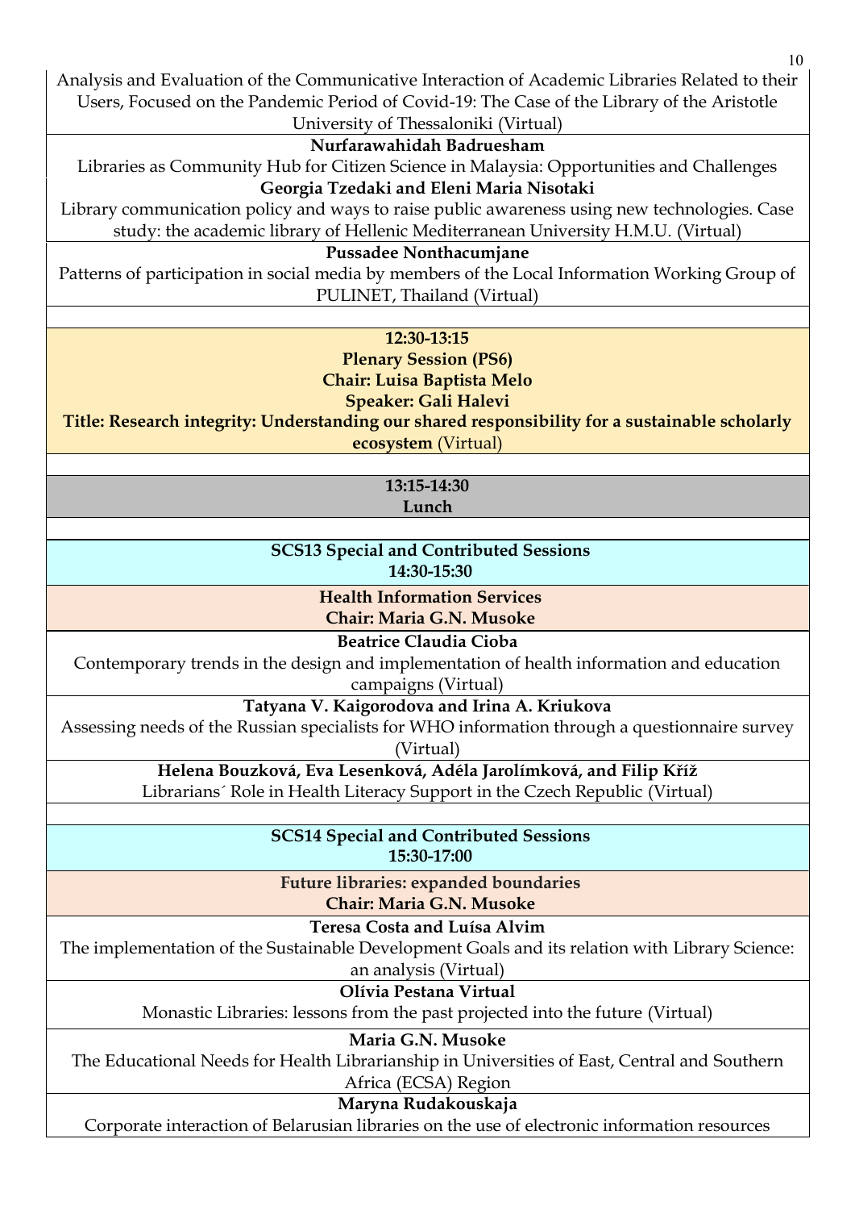Analysis and Evaluation of the Communicative Interaction of Academic Libraries Related to their Users, Focused on the Pandemic Period of Covid-19: The Case of the Library of the Aristotle University of Thessaloniki (Virtual)

**Nurfarawahidah Badruesham**

Libraries as Community Hub for Citizen Science in Malaysia: Opportunities and Challenges

**Georgia Tzedaki and Eleni Maria Nisotaki**

Library communication policy and ways to raise public awareness using new technologies. Case study: the academic library of Hellenic Mediterranean University H.M.U. (Virtual)

**Pussadee Nonthacumjane**

Patterns of participation in social media by members of the Local Information Working Group of PULINET, Thailand (Virtual)

**12:30-13:15**

**Plenary Session (PS6)**

**Chair: Luisa Baptista Melo**

**Speaker: Gali Halevi**

**Title: Research integrity: Understanding our shared responsibility for a sustainable scholarly ecosystem** (Virtual)

**13:15-14:30**

**Lunch**

**SCS13 Special and Contributed Sessions**

**14:30-15:30**

**Health Information Services**

**Chair: Maria G.N. Musoke**

**Beatrice Claudia Cioba**

Contemporary trends in the design and implementation of health information and education campaigns (Virtual)

**Tatyana V. Kaigorodova and Irina A. Kriukova**

Assessing needs of the Russian specialists for WHO information through a questionnaire survey (Virtual)

**Helena Bouzková, Eva Lesenková, Adéla Jarolímková, and Filip Kříž**

Librarians´ Role in Health Literacy Support in the Czech Republic (Virtual)

**SCS14 Special and Contributed Sessions**

**15:30-17:00**

**Future libraries: expanded boundaries**

**Chair: Maria G.N. Musoke**

**Teresa Costa and Luísa Alvim**

The implementation of the Sustainable Development Goals and its relation with Library Science: an analysis (Virtual)

**Olívia Pestana Virtual**

Monastic Libraries: lessons from the past projected into the future (Virtual)

**Maria G.N. Musoke**

The Educational Needs for Health Librarianship in Universities of East, Central and Southern Africa (ECSA) Region

**Maryna Rudakouskaja**

Corporate interaction of Belarusian libraries on the use of electronic information resources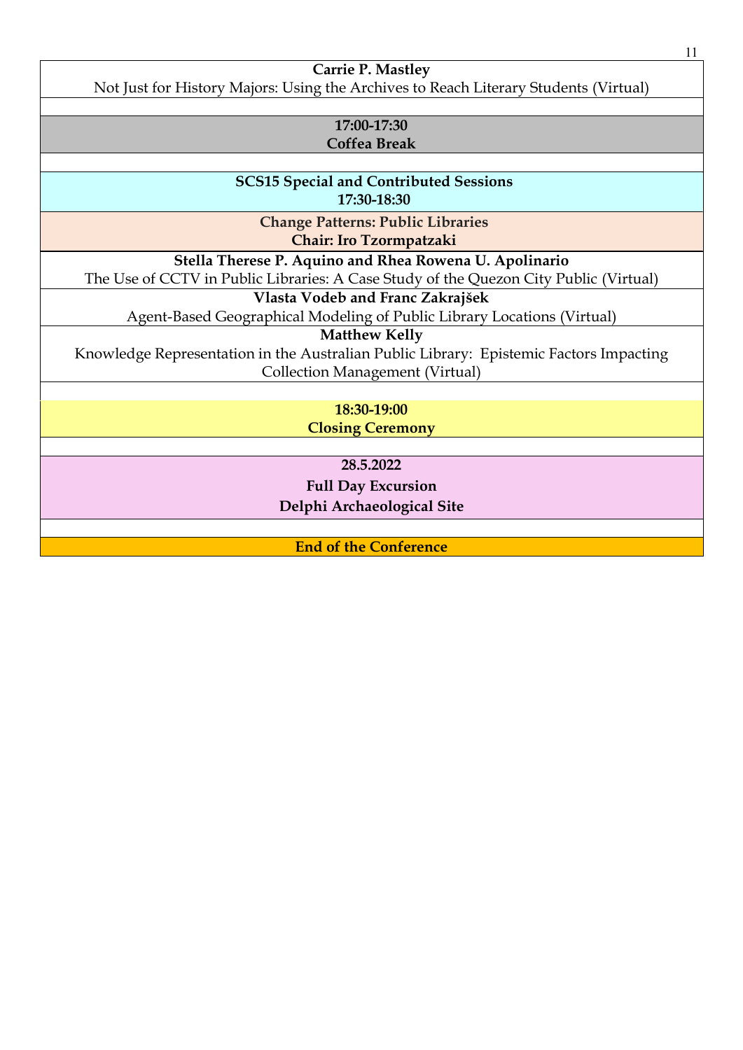**Carrie P. Mastley**

Not Just for History Majors: Using the Archives to Reach Literary Students (Virtual)

**17:00-17:30**

**Coffea Break**

**SCS15 Special and Contributed Sessions**

**17:30-18:30**

**Change Patterns: Public Libraries**

**Chair: Iro Tzormpatzaki**

**Stella Therese P. Aquino and Rhea Rowena U. Apolinario**

The Use of CCTV in Public Libraries: A Case Study of the Quezon City Public (Virtual)

**Vlasta Vodeb and Franc Zakrajšek**

Agent-Based Geographical Modeling of Public Library Locations (Virtual)

**Matthew Kelly**

Knowledge Representation in the Australian Public Library: Epistemic Factors Impacting Collection Management (Virtual)

**18:30-19:00**

**Closing Ceremony**

**28.5.2022**

**Full Day Excursion**

**Delphi Archaeological Site**

**End of the Conference**